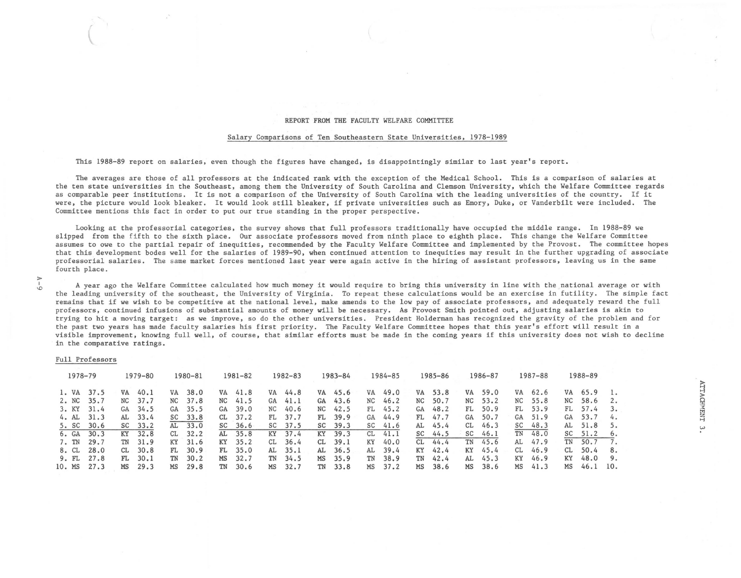REPORT FROM THE FACULTY WELFARE COMMITTEE

Salary Comparisons of Ten Southeastern State Universities, 1978-1989

This 1988-89 report on salaries, even though the figures have changed, is disappointingly similar to last year's report.

The averages are those of all professors at the indicated rank with the exception of the Medical School. This is a comparison of salaries at the ten state universities in the Southeast, among them the University of South Carolina and Clemson University, which the Welfare Committee regards as comparable peer institutions. It is not a comparison of the University of South Carolina with the leading universities of the country. If it were, the picture would look bleaker. It would look still bleaker, if private universities such as Emory, Duke, or Vanderbilt were included. The Committee mentions this fact in order to put our true standing in the proper perspective.

Looking at the professorial categories, the survey shows that full professors traditionally have occupied the middle range. In 1988-89 we slipped from the fifth to the sixth place. Our associate professors moved from ninth place to eighth place. This change the Welfare Committee assumes to owe to the partial repair of inequities, recommended by the Faculty Welfare Committee and implemented by the Provost. The committee hopes that this development bodes well for the salaries of 1989-90, when continued attention to inequities may result in the further upgrading of associate professorial salaries. The same market forces mentioned last year were again active in the hiring of assistant professors, leaving us in the same fourth place.

A year ago the Welfare Committee calculated how much money it would require to bring this university in line with the national average or with the leading university of the southeast, the University of Virginia. To repeat these calculations would be an exercise in futility. The simple fact remains that if we wish to be competitive at the national level, make amends to the low pay of associate professors, and adequately reward the full professors, continued infusions of substantial amounts of money will be necessary. As Provost Smith pointed out, adjusting salaries is akin to trying to hit a moving target: as we improve, so do the other universities. President Holderman has recognized the gravity of the problem and for the past two years has made faculty salaries his first priority. The Faculty Welfare Committee hopes that this year's effort will result in a visible improvement, knowing full well, of course, that similar efforts must be made in the coming years if this university does not wish to decline in the comparative ratings.

Full Professors

| | 1978-79 | 1979-80 | 1980-81 | 1981-82 | 1982-83 | 1983-84 | 1984-85 | 1985-86 | 1986-87 | 1987-88 | 1988-89 | |
|---|---|---|---|---|---|---|---|---|---|---|---|---|
| 1. | VA 37.5 | VA 40.1 | VA 38.0 | VA 41.8 | VA 44.8 | VA 45.6 | VA 49.0 | VA 53.8 | VA 59.0 | VA 62.6 | VA 65.9 | 1. |
| 2. | NC 35.7 | NC 37.7 | NC 37.8 | NC 41.5 | GA 41.1 | GA 43.6 | NC 46.2 | NC 50.7 | NC 53.2 | NC 55.8 | NC 58.6 | 2. |
| 3. | KY 31.4 | GA 34.5 | GA 35.5 | GA 39.0 | NC 40.6 | NC 42.5 | FL 45.2 | GA 48.2 | FL 50.9 | FL 53.9 | FL 57.4 | 3. |
| 4. | AL 31.3 | AL 33.4 | SC 33.8 | CL 37.2 | FL 37.7 | FL 39.9 | GA 44.9 | FL 47.7 | GA 50.7 | GA 51.9 | GA 53.7 | 4. |
| 5. | SC 30.6 | SC 33.2 | AL 33.0 | SC 36.6 | SC 37.5 | SC 39.3 | SC 41.6 | AL 45.4 | CL 46.3 | SC 48.3 | AL 51.8 | 5. |
| 6. | GA 30.3 | KY 32.8 | CL 32.2 | AL 35.8 | KY 37.4 | KY 39.3 | CL 41.1 | SC 44.5 | SC 46.1 | TN 48.0 | SC 51.2 | 6. |
| 7. | TN 29.7 | TN 31.9 | KY 31.6 | KY 35.2 | CL 36.4 | CL 39.1 | KY 40.0 | CL 44.4 | TN 45.6 | AL 47.9 | TN 50.7 | 7. |
| 8. | CL 28.0 | CL 30.8 | FL 30.9 | FL 35.0 | AL 35.1 | AL 36.5 | AL 39.4 | KY 42.4 | KY 45.4 | CL 46.9 | CL 50.4 | 8. |
| 9. | FL 27.8 | FL 30.1 | TN 30.2 | MS 32.7 | TN 34.5 | MS 35.9 | TN 38.9 | TN 42.4 | AL 45.3 | KY 46.9 | KY 48.0 | 9. |
| 10. | MS 27.3 | MS 29.3 | MS 29.8 | TN 30.6 | MS 32.7 | TN 33.8 | MS 37.2 | MS 38.6 | MS 38.6 | MS 41.3 | MS 46.1 | 10. |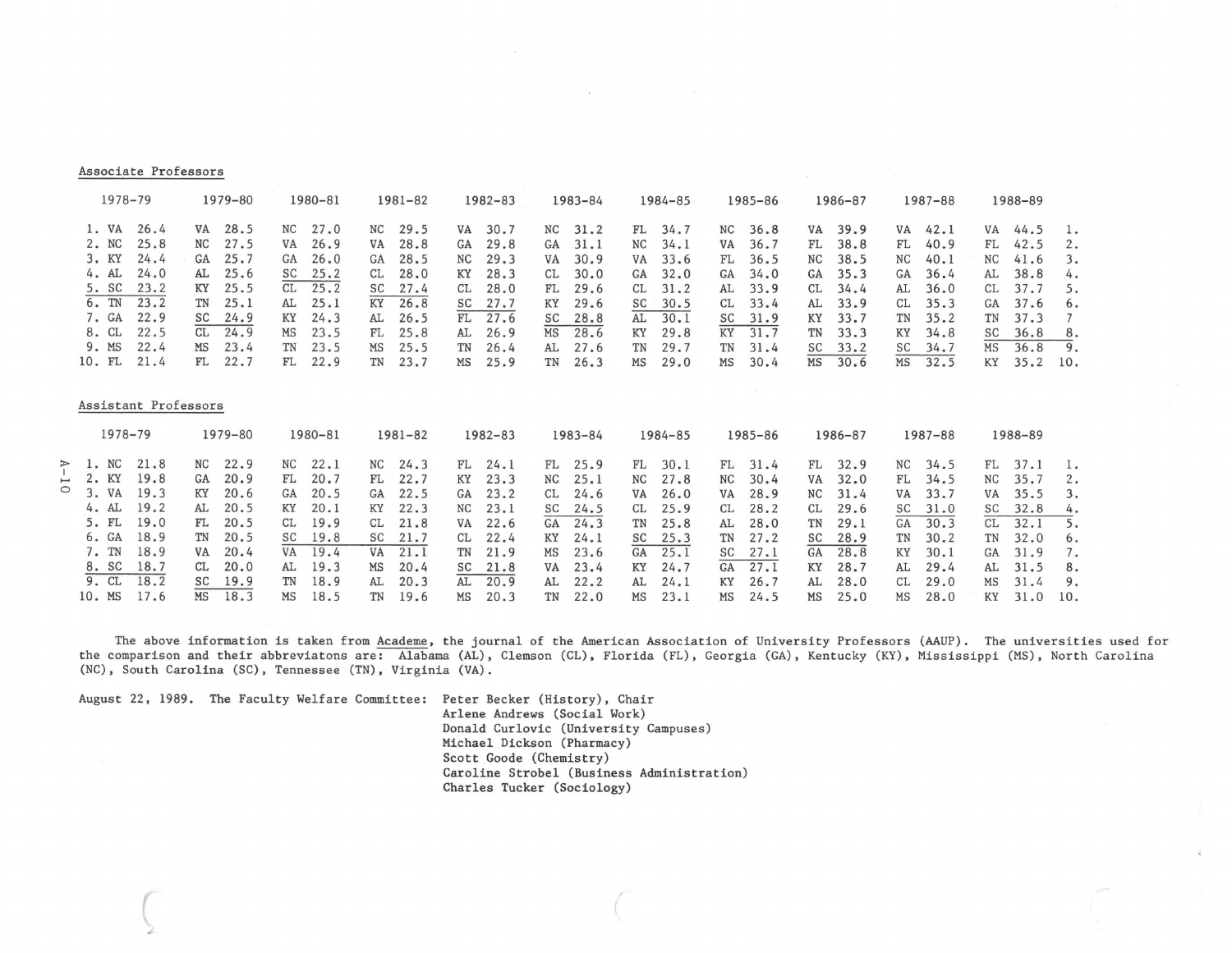Associate Professors

| | 1978-79 | 1979-80 | 1980-81 | 1981-82 | 1982-83 | 1983-84 | 1984-85 | 1985-86 | 1986-87 | 1987-88 | 1988-89 | |
|---|---|---|---|---|---|---|---|---|---|---|---|---|
| 1. | VA 26.4 | VA 28.5 | NC 27.0 | NC 29.5 | VA 30.7 | NC 31.2 | FL 34.7 | NC 36.8 | VA 39.9 | VA 42.1 | VA 44.5 | 1. |
| 2. | NC 25.8 | NC 27.5 | VA 26.9 | VA 28.8 | GA 29.8 | GA 31.1 | NC 34.1 | VA 36.7 | FL 38.8 | FL 40.9 | FL 42.5 | 2. |
| 3. | KY 24.4 | GA 25.7 | GA 26.0 | GA 28.5 | NC 29.3 | VA 30.9 | VA 33.6 | FL 36.5 | NC 38.5 | NC 40.1 | NC 41.6 | 3. |
| 4. | AL 24.0 | AL 25.6 | SC 25.2 | CL 28.0 | KY 28.3 | CL 30.0 | GA 32.0 | GA 34.0 | GA 35.3 | GA 36.4 | AL 38.8 | 4. |
| 5. | SC 23.2 | KY 25.5 | CL 25.2 | SC 27.4 | CL 28.0 | FL 29.6 | CL 31.2 | AL 33.9 | CL 34.4 | AL 36.0 | CL 37.7 | 5. |
| 6. | TN 23.2 | TN 25.1 | AL 25.1 | KY 26.8 | SC 27.7 | KY 29.6 | SC 30.5 | CL 33.4 | AL 33.9 | CL 35.3 | GA 37.6 | 6. |
| 7. | GA 22.9 | SC 24.9 | KY 24.3 | AL 26.5 | FL 27.6 | SC 28.8 | AL 30.1 | SC 31.9 | KY 33.7 | TN 35.2 | TN 37.3 | 7 |
| 8. | CL 22.5 | CL 24.9 | MS 23.5 | FL 25.8 | AL 26.9 | MS 28.6 | KY 29.8 | KY 31.7 | TN 33.3 | KY 34.8 | SC 36.8 | 8. |
| 9. | MS 22.4 | MS 23.4 | TN 23.5 | MS 25.5 | TN 26.4 | AL 27.6 | TN 29.7 | TN 31.4 | SC 33.2 | SC 34.7 | MS 36.8 | 9. |
| 10. | FL 21.4 | FL 22.7 | FL 22.9 | TN 23.7 | MS 25.9 | TN 26.3 | MS 29.0 | MS 30.4 | MS 30.6 | MS 32.5 | KY 35.2 | 10. |

Assistant Professors

| | 1978-79 | 1979-80 | 1980-81 | 1981-82 | 1982-83 | 1983-84 | 1984-85 | 1985-86 | 1986-87 | 1987-88 | 1988-89 | |
|---|---|---|---|---|---|---|---|---|---|---|---|---|
| 1. | NC 21.8 | NC 22.9 | NC 22.1 | NC 24.3 | FL 24.1 | FL 25.9 | FL 30.1 | FL 31.4 | FL 32.9 | NC 34.5 | FL 37.1 | 1. |
| 2. | KY 19.8 | GA 20.9 | FL 20.7 | FL 22.7 | KY 23.3 | NC 25.1 | NC 27.8 | NC 30.4 | VA 32.0 | FL 34.5 | NC 35.7 | 2. |
| 3. | VA 19.3 | KY 20.6 | GA 20.5 | GA 22.5 | GA 23.2 | CL 24.6 | VA 26.0 | VA 28.9 | NC 31.4 | VA 33.7 | VA 35.5 | 3. |
| 4. | AL 19.2 | AL 20.5 | KY 20.1 | KY 22.3 | NC 23.1 | SC 24.5 | CL 25.9 | CL 28.2 | CL 29.6 | SC 31.0 | SC 32.8 | 4. |
| 5. | FL 19.0 | FL 20.5 | CL 19.9 | CL 21.8 | VA 22.6 | GA 24.3 | TN 25.8 | AL 28.0 | TN 29.1 | GA 30.3 | CL 32.1 | 5. |
| 6. | GA 18.9 | TN 20.5 | SC 19.8 | SC 21.7 | CL 22.4 | KY 24.1 | SC 25.3 | TN 27.2 | SC 28.9 | TN 30.2 | TN 32.0 | 6. |
| 7. | TN 18.9 | VA 20.4 | VA 19.4 | VA 21.1 | TN 21.9 | MS 23.6 | GA 25.1 | SC 27.1 | GA 28.8 | KY 30.1 | GA 31.9 | 7. |
| 8. | SC 18.7 | CL 20.0 | AL 19.3 | MS 20.4 | SC 21.8 | VA 23.4 | KY 24.7 | GA 27.1 | KY 28.7 | AL 29.4 | AL 31.5 | 8. |
| 9. | CL 18.2 | SC 19.9 | TN 18.9 | AL 20.3 | AL 20.9 | AL 22.2 | AL 24.1 | KY 26.7 | AL 28.0 | CL 29.0 | MS 31.4 | 9. |
| 10. | MS 17.6 | MS 18.3 | MS 18.5 | TN 19.6 | MS 20.3 | TN 22.0 | MS 23.1 | MS 24.5 | MS 25.0 | MS 28.0 | KY 31.0 | 10. |

The above information is taken from Academe, the journal of the American Association of University Professors (AAUP). The universities used for the comparison and their abbreviatons are: Alabama (AL), Clemson (CL), Florida (FL), Georgia (GA), Kentucky (KY), Mississippi (MS), North Carolina (NC), South Carolina (SC), Tennessee (TN), Virginia (VA).

August 22, 1989. The Faculty Welfare Committee: Peter Becker (History), Chair
Arlene Andrews (Social Work)
Donald Curlovic (University Campuses)
Michael Dickson (Pharmacy)
Scott Goode (Chemistry)
Caroline Strobel (Business Administration)
Charles Tucker (Sociology)